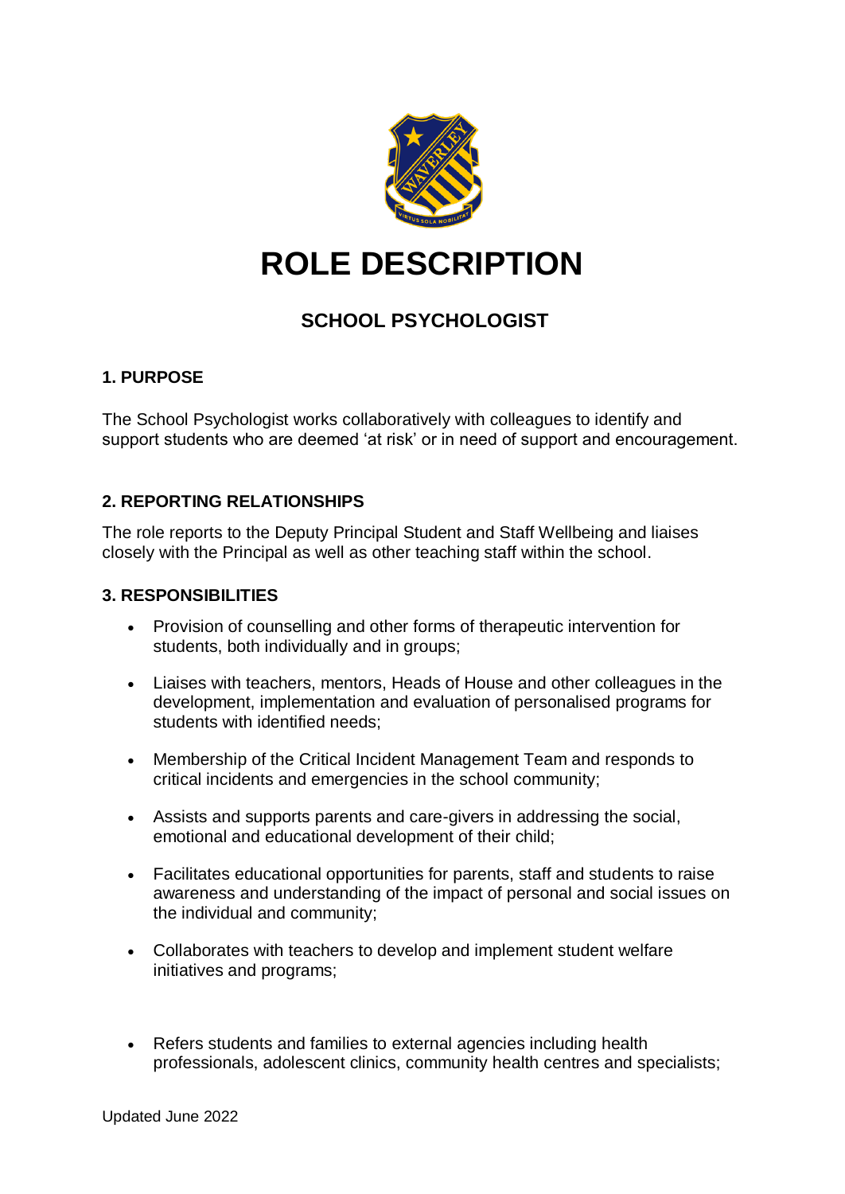# ROLE DESCRIPTION

## SCHOOL PSYCHOLOGIST

### 1. PURPOSE

The School Psychologist works collaboratively with colleagues to identify and support students who are deemed 'at risk' or in need of support and encouragement.

### 2. REPORTING RELATIONSHIPS

The role reports to the Deputy Principal Student and Staff Wellbeing and liaises closely with the Principal as well as other teaching staff within the school.

### 3. RESPONSIBILITIES

- Provision of counselling and other forms of therapeutic intervention for students, both individually and in groups;
- Liaises with teachers, mentors, Heads of House and other colleagues in the development, implementation and evaluation of personalised programs for students with identified needs;
- Membership of the Critical Incident Management Team and responds to critical incidents and emergencies in the school community;
- Assists and supports parents and care-givers in addressing the social, emotional and educational development of their child;
- Facilitates educational opportunities for parents, staff and students to raise awareness and understanding of the impact of personal and social issues on the individual and community;
- Collaborates with teachers to develop and implement student welfare initiatives and programs;
- Refers students and families to external agencies including health professionals, adolescent clinics, community health centres and specialists;

Updated June 2022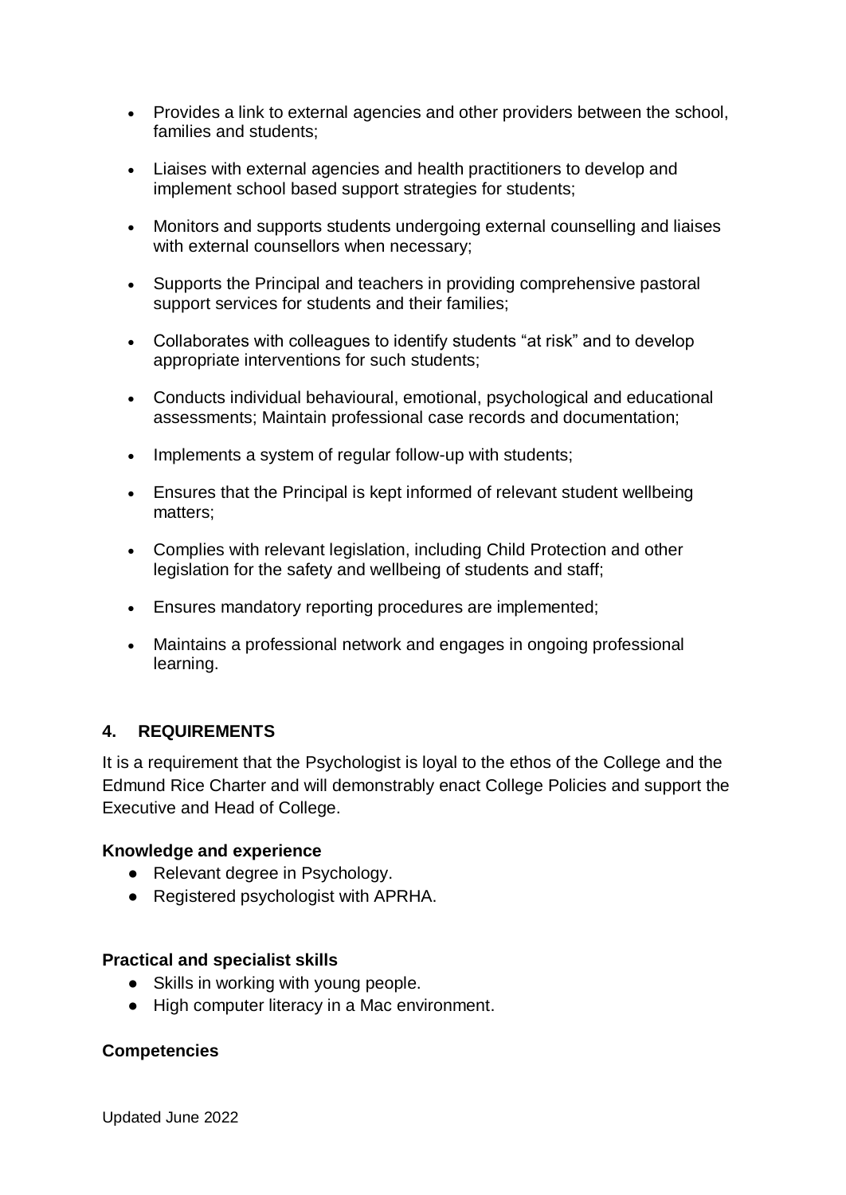- Provides a link to external agencies and other providers between the school, families and students;
- Liaises with external agencies and health practitioners to develop and implement school based support strategies for students;
- Monitors and supports students undergoing external counselling and liaises with external counsellors when necessary;
- Supports the Principal and teachers in providing comprehensive pastoral support services for students and their families;
- Collaborates with colleagues to identify students "at risk" and to develop appropriate interventions for such students;
- Conducts individual behavioural, emotional, psychological and educational assessments; Maintain professional case records and documentation;
- Implements a system of regular follow-up with students;
- Ensures that the Principal is kept informed of relevant student wellbeing matters;
- Complies with relevant legislation, including Child Protection and other legislation for the safety and wellbeing of students and staff;
- Ensures mandatory reporting procedures are implemented;
- Maintains a professional network and engages in ongoing professional learning.

## 4. REQUIREMENTS

It is a requirement that the Psychologist is loyal to the ethos of the College and the Edmund Rice Charter and will demonstrably enact College Policies and support the Executive and Head of College.

**Knowledge and experience**

- Relevant degree in Psychology.
- Registered psychologist with APRHA.

**Practical and specialist skills**

- Skills in working with young people.
- High computer literacy in a Mac environment.

**Competencies**

Updated June 2022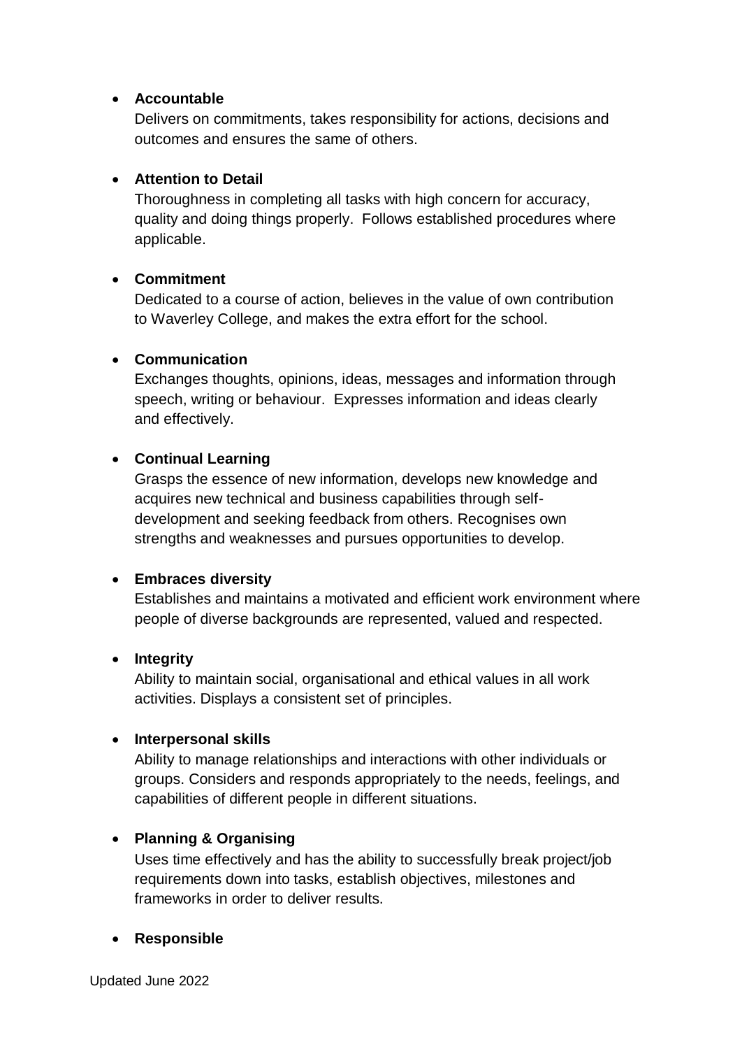- **Accountable**
  Delivers on commitments, takes responsibility for actions, decisions and outcomes and ensures the same of others.

- **Attention to Detail**
  Thoroughness in completing all tasks with high concern for accuracy, quality and doing things properly. Follows established procedures where applicable.

- **Commitment**
  Dedicated to a course of action, believes in the value of own contribution to Waverley College, and makes the extra effort for the school.

- **Communication**
  Exchanges thoughts, opinions, ideas, messages and information through speech, writing or behaviour. Expresses information and ideas clearly and effectively.

- **Continual Learning**
  Grasps the essence of new information, develops new knowledge and acquires new technical and business capabilities through self-development and seeking feedback from others. Recognises own strengths and weaknesses and pursues opportunities to develop.

- **Embraces diversity**
  Establishes and maintains a motivated and efficient work environment where people of diverse backgrounds are represented, valued and respected.

- **Integrity**
  Ability to maintain social, organisational and ethical values in all work activities. Displays a consistent set of principles.

- **Interpersonal skills**
  Ability to manage relationships and interactions with other individuals or groups. Considers and responds appropriately to the needs, feelings, and capabilities of different people in different situations.

- **Planning & Organising**
  Uses time effectively and has the ability to successfully break project/job requirements down into tasks, establish objectives, milestones and frameworks in order to deliver results.

- **Responsible**

Updated June 2022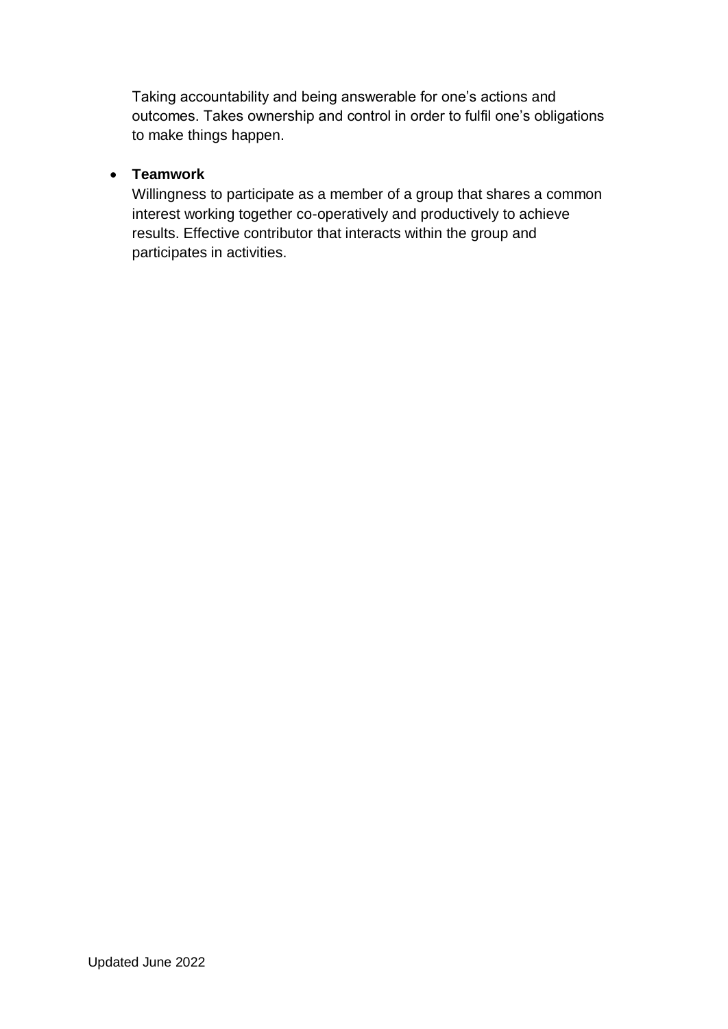Taking accountability and being answerable for one's actions and outcomes. Takes ownership and control in order to fulfil one's obligations to make things happen.

- **Teamwork**
  Willingness to participate as a member of a group that shares a common interest working together co-operatively and productively to achieve results. Effective contributor that interacts within the group and participates in activities.

Updated June 2022